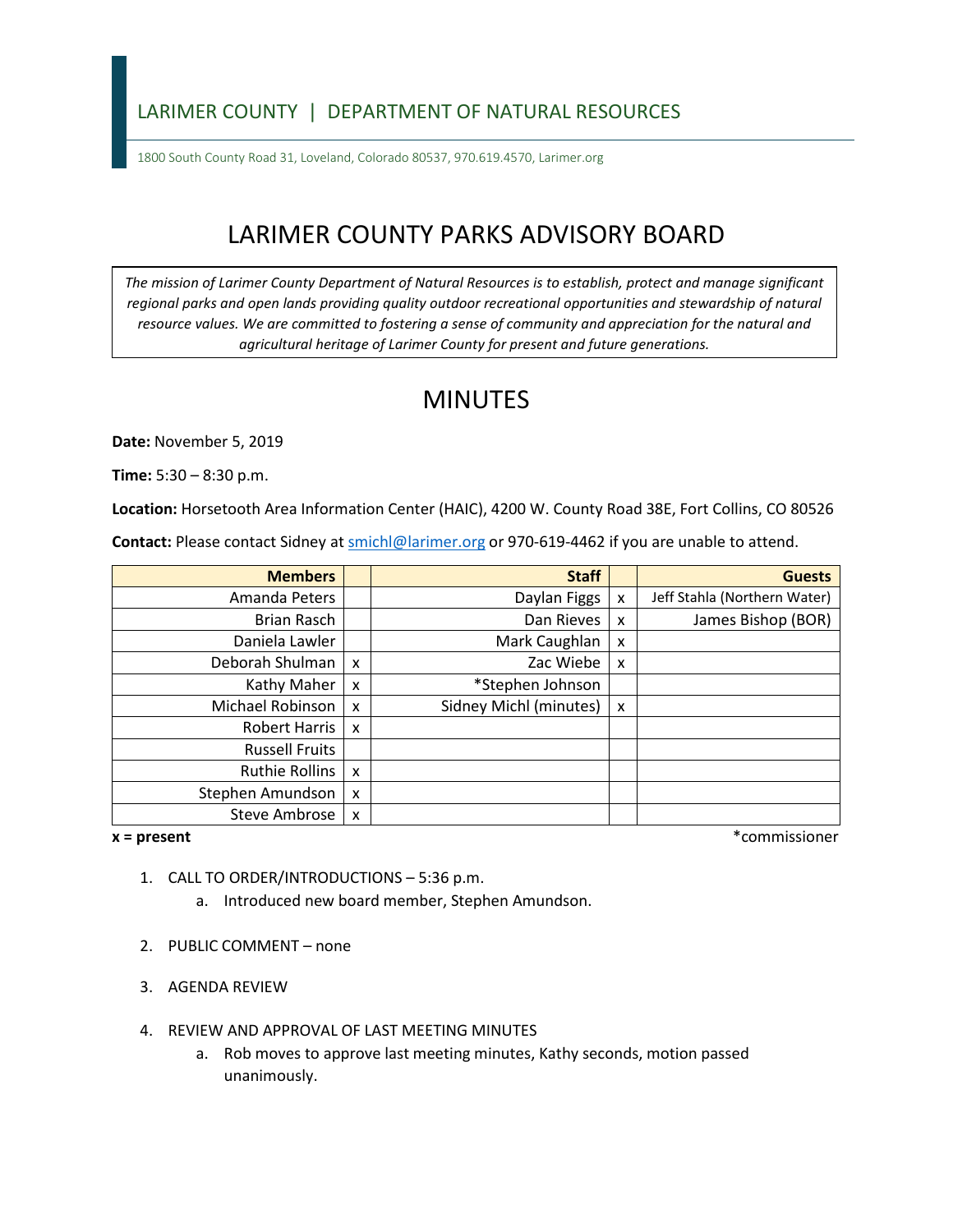LARIMER COUNTY | DEPARTMENT OF NATURAL RESOURCES

1800 South County Road 31, Loveland, Colorado 80537, 970.619.4570, Larimer.org

# LARIMER COUNTY PARKS ADVISORY BOARD

*The mission of Larimer County Department of Natural Resources is to establish, protect and manage significant regional parks and open lands providing quality outdoor recreational opportunities and stewardship of natural resource values. We are committed to fostering a sense of community and appreciation for the natural and agricultural heritage of Larimer County for present and future generations.*

# MINUTES

**Date:** November 5, 2019

**Time:** 5:30 – 8:30 p.m.

**Location:** Horsetooth Area Information Center (HAIC), 4200 W. County Road 38E, Fort Collins, CO 80526

**Contact:** Please contact Sidney at smichl@larimer.org or 970-619-4462 if you are unable to attend.

| Members | | Staff | | Guests |
|---|---|---|---|---|
| Amanda Peters | | Daylan Figgs | x | Jeff Stahla (Northern Water) |
| Brian Rasch | | Dan Rieves | x | James Bishop (BOR) |
| Daniela Lawler | | Mark Caughlan | x | |
| Deborah Shulman | x | Zac Wiebe | x | |
| Kathy Maher | x | *Stephen Johnson | | |
| Michael Robinson | x | Sidney Michl (minutes) | x | |
| Robert Harris | x | | | |
| Russell Fruits | | | | |
| Ruthie Rollins | x | | | |
| Stephen Amundson | x | | | |
| Steve Ambrose | x | | | |

**x = present** *commissioner

1. CALL TO ORDER/INTRODUCTIONS – 5:36 p.m.
   a. Introduced new board member, Stephen Amundson.

2. PUBLIC COMMENT – none

3. AGENDA REVIEW

4. REVIEW AND APPROVAL OF LAST MEETING MINUTES
   a. Rob moves to approve last meeting minutes, Kathy seconds, motion passed unanimously.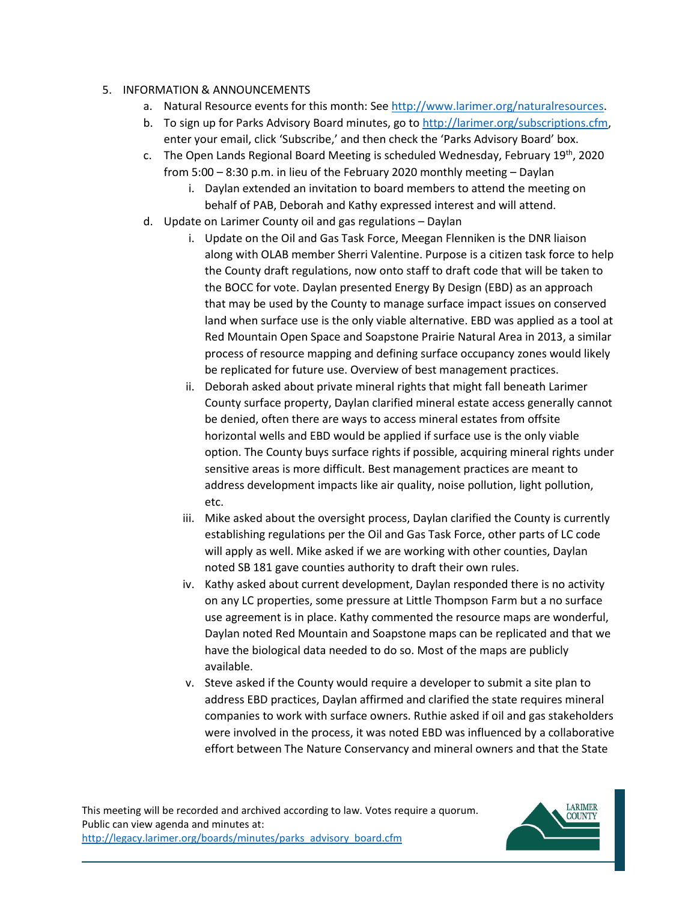5. INFORMATION & ANNOUNCEMENTS
    a. Natural Resource events for this month: See http://www.larimer.org/naturalresources.
    b. To sign up for Parks Advisory Board minutes, go to http://larimer.org/subscriptions.cfm, enter your email, click 'Subscribe,' and then check the 'Parks Advisory Board' box.
    c. The Open Lands Regional Board Meeting is scheduled Wednesday, February 19th, 2020 from 5:00 – 8:30 p.m. in lieu of the February 2020 monthly meeting – Daylan
        i. Daylan extended an invitation to board members to attend the meeting on behalf of PAB, Deborah and Kathy expressed interest and will attend.
    d. Update on Larimer County oil and gas regulations – Daylan
        i. Update on the Oil and Gas Task Force, Meegan Flenniken is the DNR liaison along with OLAB member Sherri Valentine. Purpose is a citizen task force to help the County draft regulations, now onto staff to draft code that will be taken to the BOCC for vote. Daylan presented Energy By Design (EBD) as an approach that may be used by the County to manage surface impact issues on conserved land when surface use is the only viable alternative. EBD was applied as a tool at Red Mountain Open Space and Soapstone Prairie Natural Area in 2013, a similar process of resource mapping and defining surface occupancy zones would likely be replicated for future use. Overview of best management practices.
        ii. Deborah asked about private mineral rights that might fall beneath Larimer County surface property, Daylan clarified mineral estate access generally cannot be denied, often there are ways to access mineral estates from offsite horizontal wells and EBD would be applied if surface use is the only viable option. The County buys surface rights if possible, acquiring mineral rights under sensitive areas is more difficult. Best management practices are meant to address development impacts like air quality, noise pollution, light pollution, etc.
        iii. Mike asked about the oversight process, Daylan clarified the County is currently establishing regulations per the Oil and Gas Task Force, other parts of LC code will apply as well. Mike asked if we are working with other counties, Daylan noted SB 181 gave counties authority to draft their own rules.
        iv. Kathy asked about current development, Daylan responded there is no activity on any LC properties, some pressure at Little Thompson Farm but a no surface use agreement is in place. Kathy commented the resource maps are wonderful, Daylan noted Red Mountain and Soapstone maps can be replicated and that we have the biological data needed to do so. Most of the maps are publicly available.
        v. Steve asked if the County would require a developer to submit a site plan to address EBD practices, Daylan affirmed and clarified the state requires mineral companies to work with surface owners. Ruthie asked if oil and gas stakeholders were involved in the process, it was noted EBD was influenced by a collaborative effort between The Nature Conservancy and mineral owners and that the State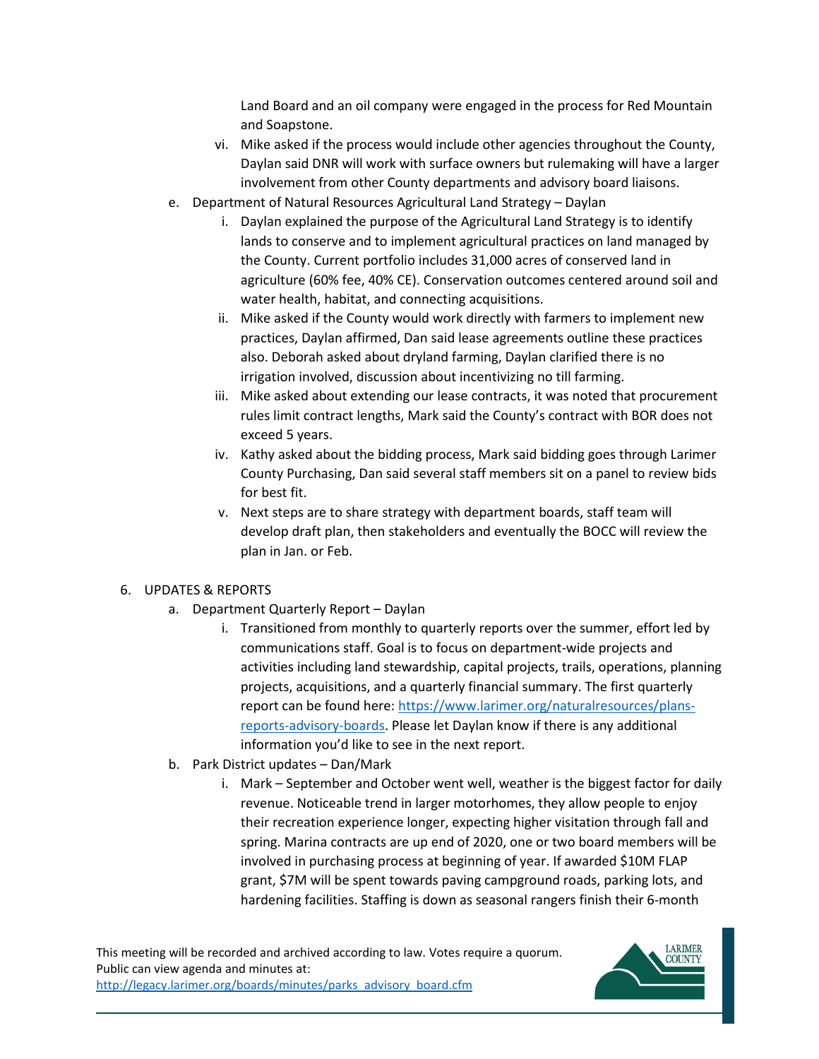Land Board and an oil company were engaged in the process for Red Mountain and Soapstone.

   vi. Mike asked if the process would include other agencies throughout the County, Daylan said DNR will work with surface owners but rulemaking will have a larger involvement from other County departments and advisory board liaisons.

e. Department of Natural Resources Agricultural Land Strategy – Daylan

   i. Daylan explained the purpose of the Agricultural Land Strategy is to identify lands to conserve and to implement agricultural practices on land managed by the County. Current portfolio includes 31,000 acres of conserved land in agriculture (60% fee, 40% CE). Conservation outcomes centered around soil and water health, habitat, and connecting acquisitions.

   ii. Mike asked if the County would work directly with farmers to implement new practices, Daylan affirmed, Dan said lease agreements outline these practices also. Deborah asked about dryland farming, Daylan clarified there is no irrigation involved, discussion about incentivizing no till farming.

   iii. Mike asked about extending our lease contracts, it was noted that procurement rules limit contract lengths, Mark said the County's contract with BOR does not exceed 5 years.

   iv. Kathy asked about the bidding process, Mark said bidding goes through Larimer County Purchasing, Dan said several staff members sit on a panel to review bids for best fit.

   v. Next steps are to share strategy with department boards, staff team will develop draft plan, then stakeholders and eventually the BOCC will review the plan in Jan. or Feb.

6. UPDATES & REPORTS

   a. Department Quarterly Report – Daylan

      i. Transitioned from monthly to quarterly reports over the summer, effort led by communications staff. Goal is to focus on department-wide projects and activities including land stewardship, capital projects, trails, operations, planning projects, acquisitions, and a quarterly financial summary. The first quarterly report can be found here: [https://www.larimer.org/naturalresources/plans-reports-advisory-boards](https://www.larimer.org/naturalresources/plans-reports-advisory-boards). Please let Daylan know if there is any additional information you'd like to see in the next report.

   b. Park District updates – Dan/Mark

      i. Mark – September and October went well, weather is the biggest factor for daily revenue. Noticeable trend in larger motorhomes, they allow people to enjoy their recreation experience longer, expecting higher visitation through fall and spring. Marina contracts are up end of 2020, one or two board members will be involved in purchasing process at beginning of year. If awarded $10M FLAP grant, $7M will be spent towards paving campground roads, parking lots, and hardening facilities. Staffing is down as seasonal rangers finish their 6-month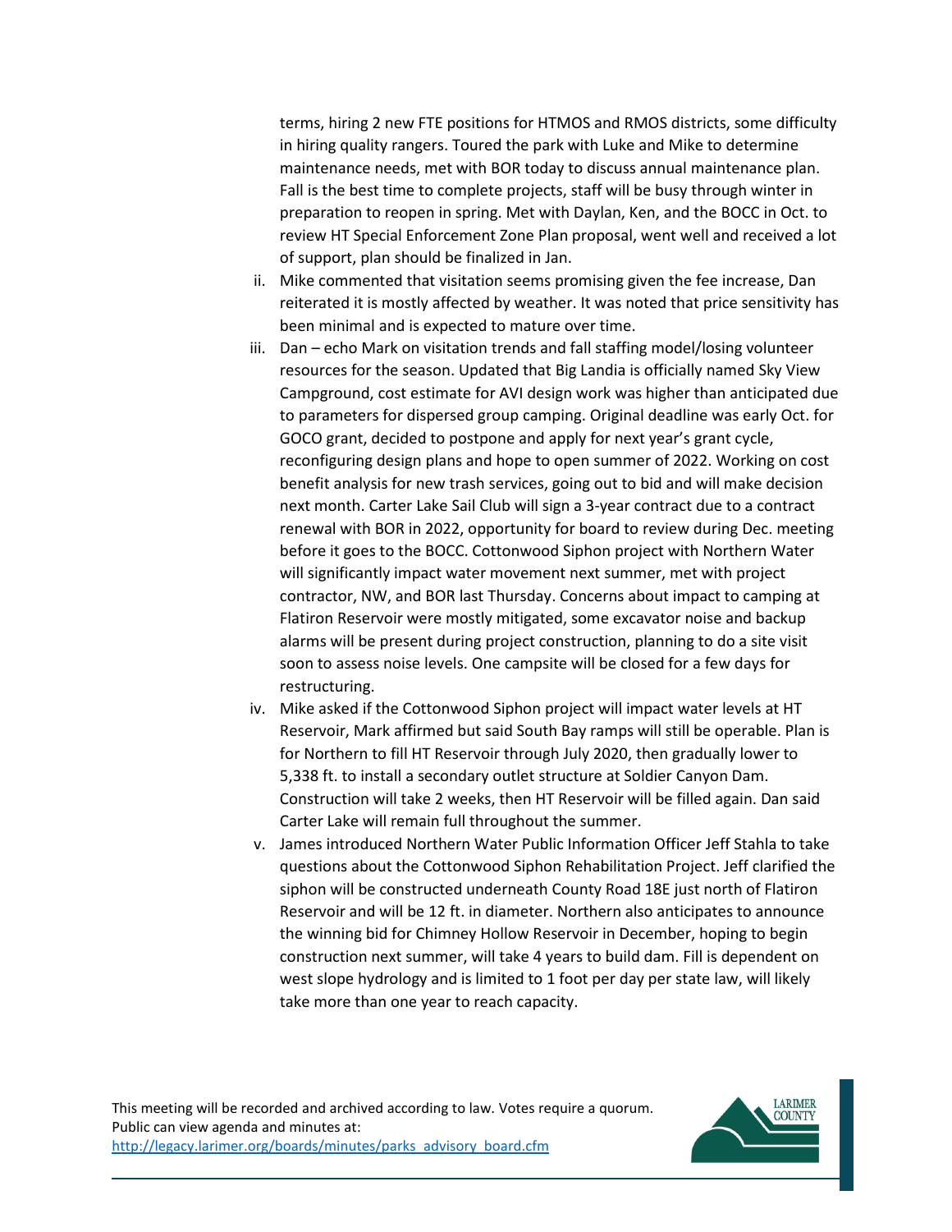terms, hiring 2 new FTE positions for HTMOS and RMOS districts, some difficulty in hiring quality rangers. Toured the park with Luke and Mike to determine maintenance needs, met with BOR today to discuss annual maintenance plan. Fall is the best time to complete projects, staff will be busy through winter in preparation to reopen in spring. Met with Daylan, Ken, and the BOCC in Oct. to review HT Special Enforcement Zone Plan proposal, went well and received a lot of support, plan should be finalized in Jan.

ii. Mike commented that visitation seems promising given the fee increase, Dan reiterated it is mostly affected by weather. It was noted that price sensitivity has been minimal and is expected to mature over time.

iii. Dan – echo Mark on visitation trends and fall staffing model/losing volunteer resources for the season. Updated that Big Landia is officially named Sky View Campground, cost estimate for AVI design work was higher than anticipated due to parameters for dispersed group camping. Original deadline was early Oct. for GOCO grant, decided to postpone and apply for next year's grant cycle, reconfiguring design plans and hope to open summer of 2022. Working on cost benefit analysis for new trash services, going out to bid and will make decision next month. Carter Lake Sail Club will sign a 3-year contract due to a contract renewal with BOR in 2022, opportunity for board to review during Dec. meeting before it goes to the BOCC. Cottonwood Siphon project with Northern Water will significantly impact water movement next summer, met with project contractor, NW, and BOR last Thursday. Concerns about impact to camping at Flatiron Reservoir were mostly mitigated, some excavator noise and backup alarms will be present during project construction, planning to do a site visit soon to assess noise levels. One campsite will be closed for a few days for restructuring.

iv. Mike asked if the Cottonwood Siphon project will impact water levels at HT Reservoir, Mark affirmed but said South Bay ramps will still be operable. Plan is for Northern to fill HT Reservoir through July 2020, then gradually lower to 5,338 ft. to install a secondary outlet structure at Soldier Canyon Dam. Construction will take 2 weeks, then HT Reservoir will be filled again. Dan said Carter Lake will remain full throughout the summer.

v. James introduced Northern Water Public Information Officer Jeff Stahla to take questions about the Cottonwood Siphon Rehabilitation Project. Jeff clarified the siphon will be constructed underneath County Road 18E just north of Flatiron Reservoir and will be 12 ft. in diameter. Northern also anticipates to announce the winning bid for Chimney Hollow Reservoir in December, hoping to begin construction next summer, will take 4 years to build dam. Fill is dependent on west slope hydrology and is limited to 1 foot per day per state law, will likely take more than one year to reach capacity.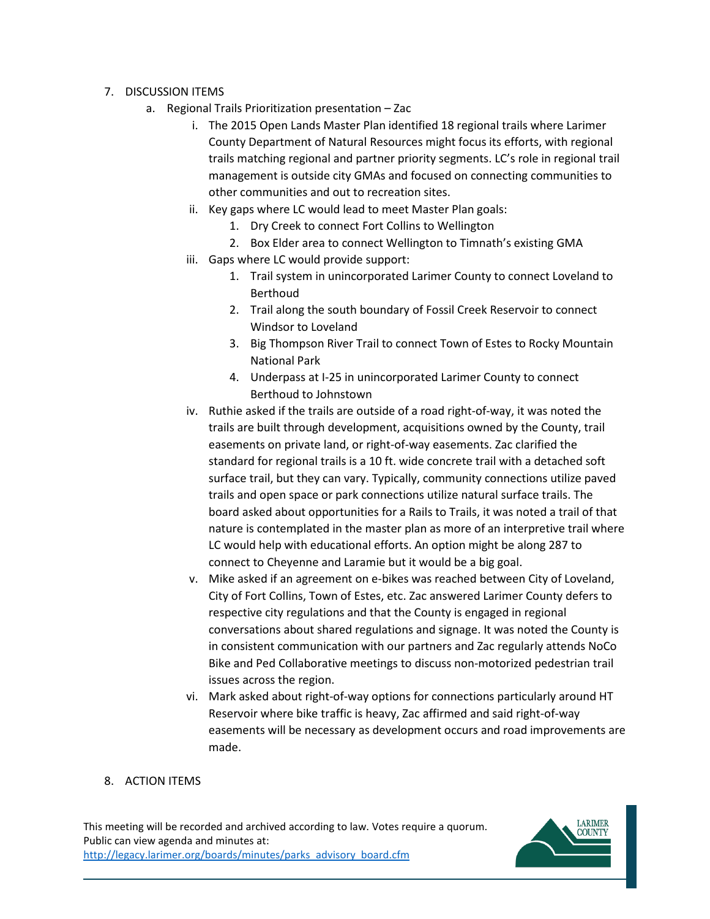7. DISCUSSION ITEMS
    a. Regional Trails Prioritization presentation – Zac
        i. The 2015 Open Lands Master Plan identified 18 regional trails where Larimer County Department of Natural Resources might focus its efforts, with regional trails matching regional and partner priority segments. LC's role in regional trail management is outside city GMAs and focused on connecting communities to other communities and out to recreation sites.
        ii. Key gaps where LC would lead to meet Master Plan goals:
            1. Dry Creek to connect Fort Collins to Wellington
            2. Box Elder area to connect Wellington to Timnath's existing GMA
        iii. Gaps where LC would provide support:
            1. Trail system in unincorporated Larimer County to connect Loveland to Berthoud
            2. Trail along the south boundary of Fossil Creek Reservoir to connect Windsor to Loveland
            3. Big Thompson River Trail to connect Town of Estes to Rocky Mountain National Park
            4. Underpass at I-25 in unincorporated Larimer County to connect Berthoud to Johnstown
        iv. Ruthie asked if the trails are outside of a road right-of-way, it was noted the trails are built through development, acquisitions owned by the County, trail easements on private land, or right-of-way easements. Zac clarified the standard for regional trails is a 10 ft. wide concrete trail with a detached soft surface trail, but they can vary. Typically, community connections utilize paved trails and open space or park connections utilize natural surface trails. The board asked about opportunities for a Rails to Trails, it was noted a trail of that nature is contemplated in the master plan as more of an interpretive trail where LC would help with educational efforts. An option might be along 287 to connect to Cheyenne and Laramie but it would be a big goal.
        v. Mike asked if an agreement on e-bikes was reached between City of Loveland, City of Fort Collins, Town of Estes, etc. Zac answered Larimer County defers to respective city regulations and that the County is engaged in regional conversations about shared regulations and signage. It was noted the County is in consistent communication with our partners and Zac regularly attends NoCo Bike and Ped Collaborative meetings to discuss non-motorized pedestrian trail issues across the region.
        vi. Mark asked about right-of-way options for connections particularly around HT Reservoir where bike traffic is heavy, Zac affirmed and said right-of-way easements will be necessary as development occurs and road improvements are made.

8. ACTION ITEMS

This meeting will be recorded and archived according to law. Votes require a quorum. Public can view agenda and minutes at: [http://legacy.larimer.org/boards/minutes/parks_advisory_board.cfm](http://legacy.larimer.org/boards/minutes/parks_advisory_board.cfm)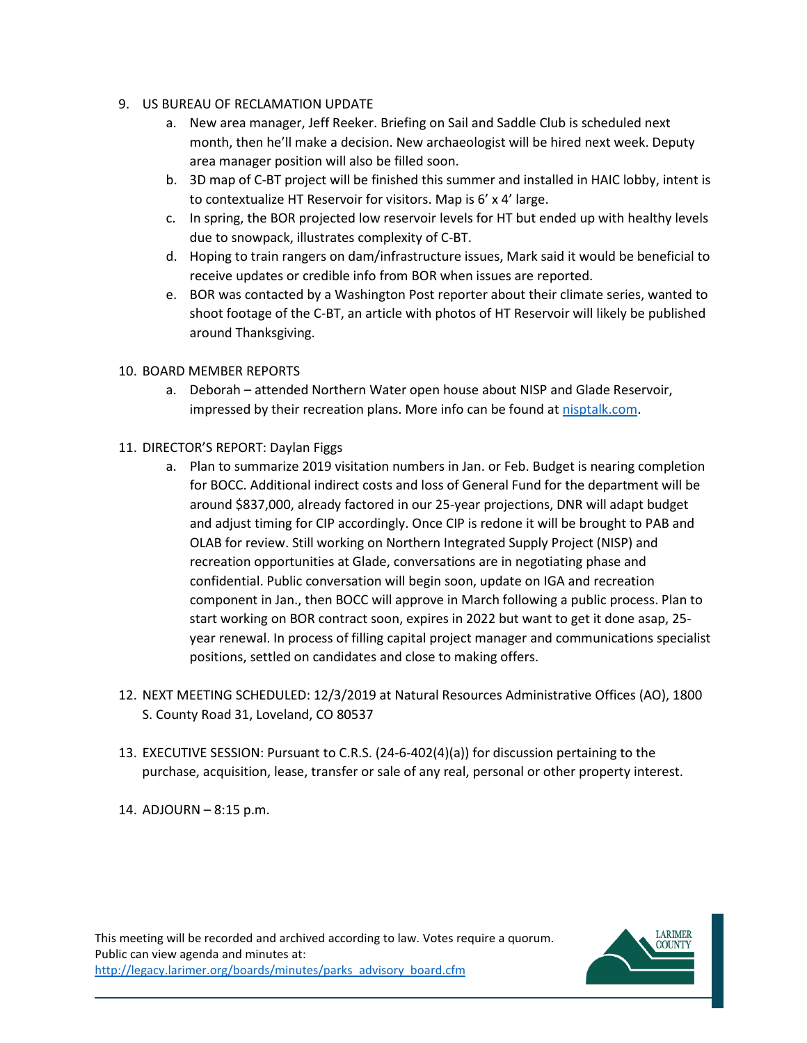9. US BUREAU OF RECLAMATION UPDATE
   a. New area manager, Jeff Reeker. Briefing on Sail and Saddle Club is scheduled next month, then he'll make a decision. New archaeologist will be hired next week. Deputy area manager position will also be filled soon.
   b. 3D map of C-BT project will be finished this summer and installed in HAIC lobby, intent is to contextualize HT Reservoir for visitors. Map is 6' x 4' large.
   c. In spring, the BOR projected low reservoir levels for HT but ended up with healthy levels due to snowpack, illustrates complexity of C-BT.
   d. Hoping to train rangers on dam/infrastructure issues, Mark said it would be beneficial to receive updates or credible info from BOR when issues are reported.
   e. BOR was contacted by a Washington Post reporter about their climate series, wanted to shoot footage of the C-BT, an article with photos of HT Reservoir will likely be published around Thanksgiving.

10. BOARD MEMBER REPORTS
    a. Deborah – attended Northern Water open house about NISP and Glade Reservoir, impressed by their recreation plans. More info can be found at [nisptalk.com](nisptalk.com).

11. DIRECTOR'S REPORT: Daylan Figgs
    a. Plan to summarize 2019 visitation numbers in Jan. or Feb. Budget is nearing completion for BOCC. Additional indirect costs and loss of General Fund for the department will be around $837,000, already factored in our 25-year projections, DNR will adapt budget and adjust timing for CIP accordingly. Once CIP is redone it will be brought to PAB and OLAB for review. Still working on Northern Integrated Supply Project (NISP) and recreation opportunities at Glade, conversations are in negotiating phase and confidential. Public conversation will begin soon, update on IGA and recreation component in Jan., then BOCC will approve in March following a public process. Plan to start working on BOR contract soon, expires in 2022 but want to get it done asap, 25-year renewal. In process of filling capital project manager and communications specialist positions, settled on candidates and close to making offers.

12. NEXT MEETING SCHEDULED: 12/3/2019 at Natural Resources Administrative Offices (AO), 1800 S. County Road 31, Loveland, CO 80537

13. EXECUTIVE SESSION: Pursuant to C.R.S. (24-6-402(4)(a)) for discussion pertaining to the purchase, acquisition, lease, transfer or sale of any real, personal or other property interest.

14. ADJOURN – 8:15 p.m.

This meeting will be recorded and archived according to law. Votes require a quorum. Public can view agenda and minutes at: [http://legacy.larimer.org/boards/minutes/parks_advisory_board.cfm](http://legacy.larimer.org/boards/minutes/parks_advisory_board.cfm)